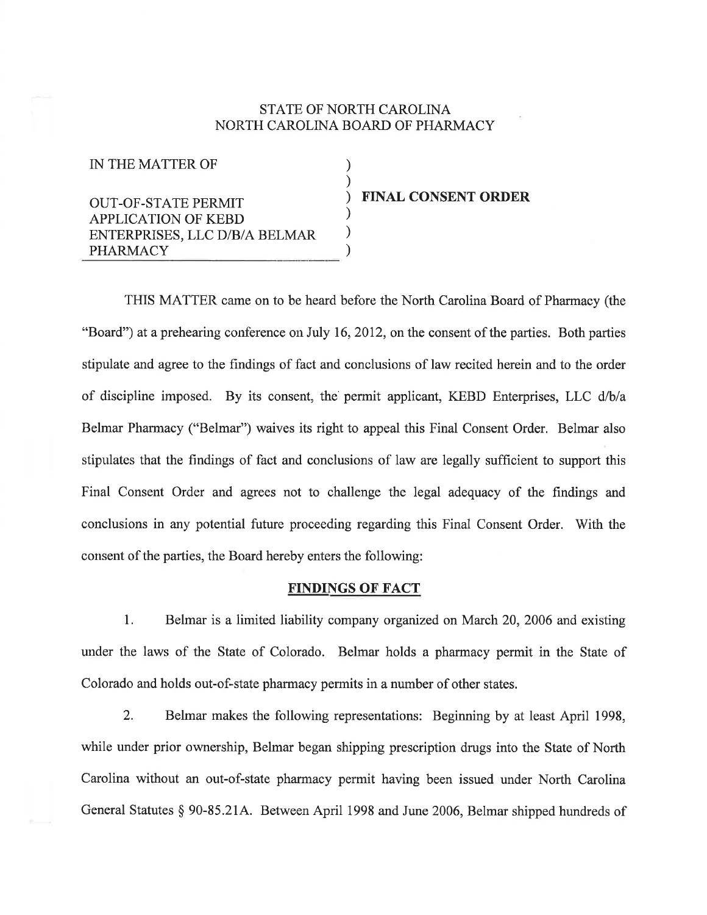STATE OF NORTH CAROLINA
NORTH CAROLINA BOARD OF PHARMACY

| | |
|---|---|
| IN THE MATTER OF | ) |
| | ) |
| OUT-OF-STATE PERMIT APPLICATION OF KEBD ENTERPRISES, LLC D/B/A BELMAR PHARMACY | ) **FINAL CONSENT ORDER** |

THIS MATTER came on to be heard before the North Carolina Board of Pharmacy (the "Board") at a prehearing conference on July 16, 2012, on the consent of the parties. Both parties stipulate and agree to the findings of fact and conclusions of law recited herein and to the order of discipline imposed. By its consent, the permit applicant, KEBD Enterprises, LLC d/b/a Belmar Pharmacy ("Belmar") waives its right to appeal this Final Consent Order. Belmar also stipulates that the findings of fact and conclusions of law are legally sufficient to support this Final Consent Order and agrees not to challenge the legal adequacy of the findings and conclusions in any potential future proceeding regarding this Final Consent Order. With the consent of the parties, the Board hereby enters the following:

## FINDINGS OF FACT

1. Belmar is a limited liability company organized on March 20, 2006 and existing under the laws of the State of Colorado. Belmar holds a pharmacy permit in the State of Colorado and holds out-of-state pharmacy permits in a number of other states.

2. Belmar makes the following representations: Beginning by at least April 1998, while under prior ownership, Belmar began shipping prescription drugs into the State of North Carolina without an out-of-state pharmacy permit having been issued under North Carolina General Statutes § 90-85.21A. Between April 1998 and June 2006, Belmar shipped hundreds of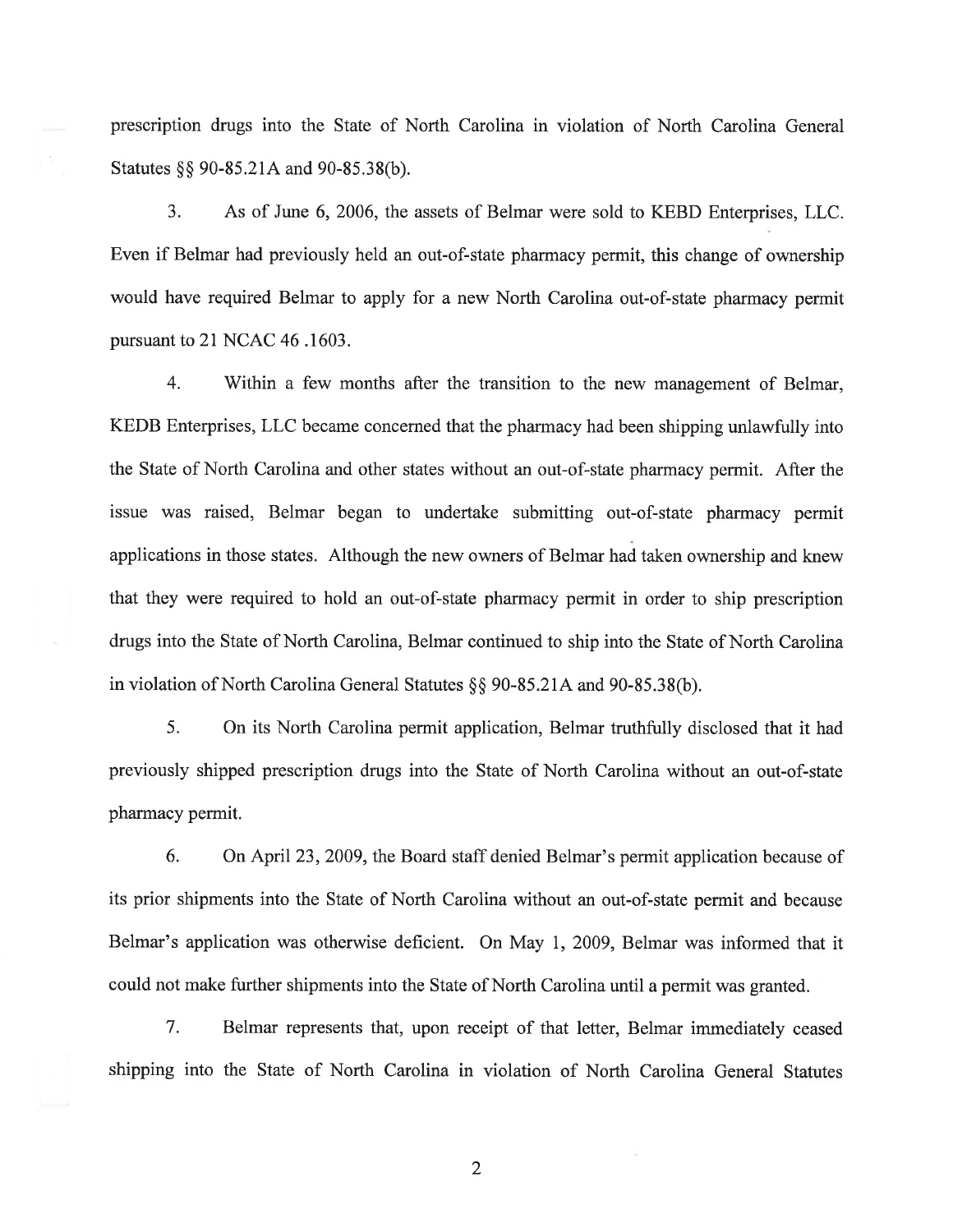prescription drugs into the State of North Carolina in violation of North Carolina General Statutes §§ 90-85.21A and 90-85.38(b).

3. As of June 6, 2006, the assets of Belmar were sold to KEBD Enterprises, LLC. Even if Belmar had previously held an out-of-state pharmacy permit, this change of ownership would have required Belmar to apply for a new North Carolina out-of-state pharmacy permit pursuant to 21 NCAC 46 .1603.

4. Within a few months after the transition to the new management of Belmar, KEDB Enterprises, LLC became concerned that the pharmacy had been shipping unlawfully into the State of North Carolina and other states without an out-of-state pharmacy permit. After the issue was raised, Belmar began to undertake submitting out-of-state pharmacy permit applications in those states. Although the new owners of Belmar had taken ownership and knew that they were required to hold an out-of-state pharmacy permit in order to ship prescription drugs into the State of North Carolina, Belmar continued to ship into the State of North Carolina in violation of North Carolina General Statutes §§ 90-85.21A and 90-85.38(b).

5. On its North Carolina permit application, Belmar truthfully disclosed that it had previously shipped prescription drugs into the State of North Carolina without an out-of-state pharmacy permit.

6. On April 23, 2009, the Board staff denied Belmar's permit application because of its prior shipments into the State of North Carolina without an out-of-state permit and because Belmar's application was otherwise deficient. On May 1, 2009, Belmar was informed that it could not make further shipments into the State of North Carolina until a permit was granted.

7. Belmar represents that, upon receipt of that letter, Belmar immediately ceased shipping into the State of North Carolina in violation of North Carolina General Statutes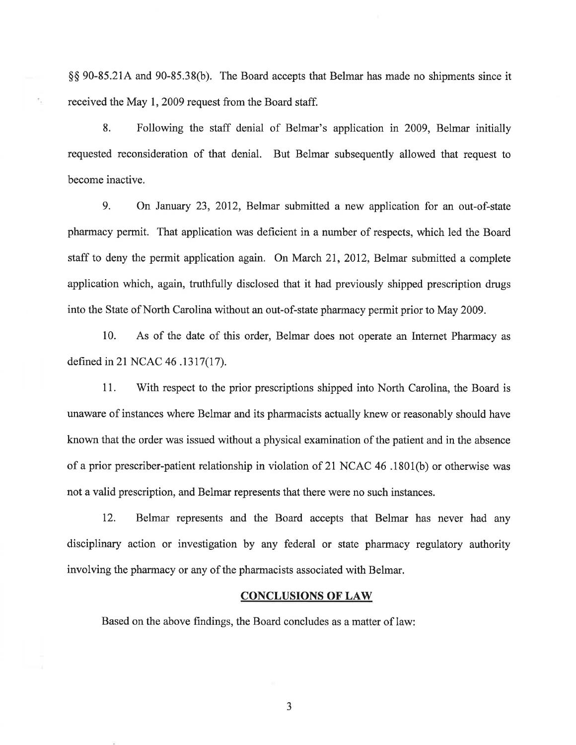§§ 90-85.21A and 90-85.38(b). The Board accepts that Belmar has made no shipments since it received the May 1, 2009 request from the Board staff.

8. Following the staff denial of Belmar's application in 2009, Belmar initially requested reconsideration of that denial. But Belmar subsequently allowed that request to become inactive.

9. On January 23, 2012, Belmar submitted a new application for an out-of-state pharmacy permit. That application was deficient in a number of respects, which led the Board staff to deny the permit application again. On March 21, 2012, Belmar submitted a complete application which, again, truthfully disclosed that it had previously shipped prescription drugs into the State of North Carolina without an out-of-state pharmacy permit prior to May 2009.

10. As of the date of this order, Belmar does not operate an Internet Pharmacy as defined in 21 NCAC 46 .1317(17).

11. With respect to the prior prescriptions shipped into North Carolina, the Board is unaware of instances where Belmar and its pharmacists actually knew or reasonably should have known that the order was issued without a physical examination of the patient and in the absence of a prior prescriber-patient relationship in violation of 21 NCAC 46 .1801(b) or otherwise was not a valid prescription, and Belmar represents that there were no such instances.

12. Belmar represents and the Board accepts that Belmar has never had any disciplinary action or investigation by any federal or state pharmacy regulatory authority involving the pharmacy or any of the pharmacists associated with Belmar.

## CONCLUSIONS OF LAW

Based on the above findings, the Board concludes as a matter of law: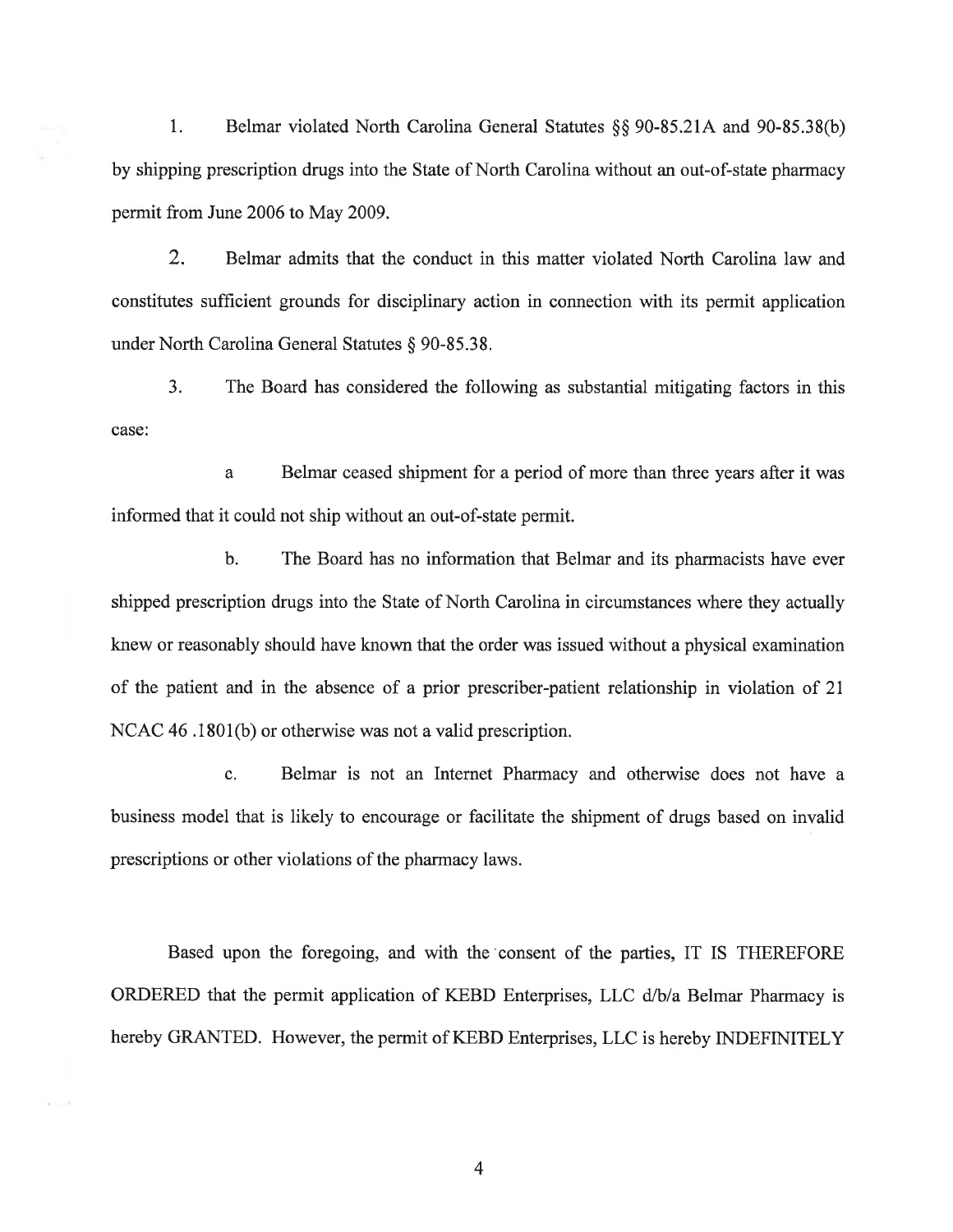1. Belmar violated North Carolina General Statutes §§ 90-85.21A and 90-85.38(b) by shipping prescription drugs into the State of North Carolina without an out-of-state pharmacy permit from June 2006 to May 2009.

2. Belmar admits that the conduct in this matter violated North Carolina law and constitutes sufficient grounds for disciplinary action in connection with its permit application under North Carolina General Statutes § 90-85.38.

3. The Board has considered the following as substantial mitigating factors in this case:

   a. Belmar ceased shipment for a period of more than three years after it was informed that it could not ship without an out-of-state permit.

   b. The Board has no information that Belmar and its pharmacists have ever shipped prescription drugs into the State of North Carolina in circumstances where they actually knew or reasonably should have known that the order was issued without a physical examination of the patient and in the absence of a prior prescriber-patient relationship in violation of 21 NCAC 46 .1801(b) or otherwise was not a valid prescription.

   c. Belmar is not an Internet Pharmacy and otherwise does not have a business model that is likely to encourage or facilitate the shipment of drugs based on invalid prescriptions or other violations of the pharmacy laws.

Based upon the foregoing, and with the consent of the parties, IT IS THEREFORE ORDERED that the permit application of KEBD Enterprises, LLC d/b/a Belmar Pharmacy is hereby GRANTED. However, the permit of KEBD Enterprises, LLC is hereby INDEFINITELY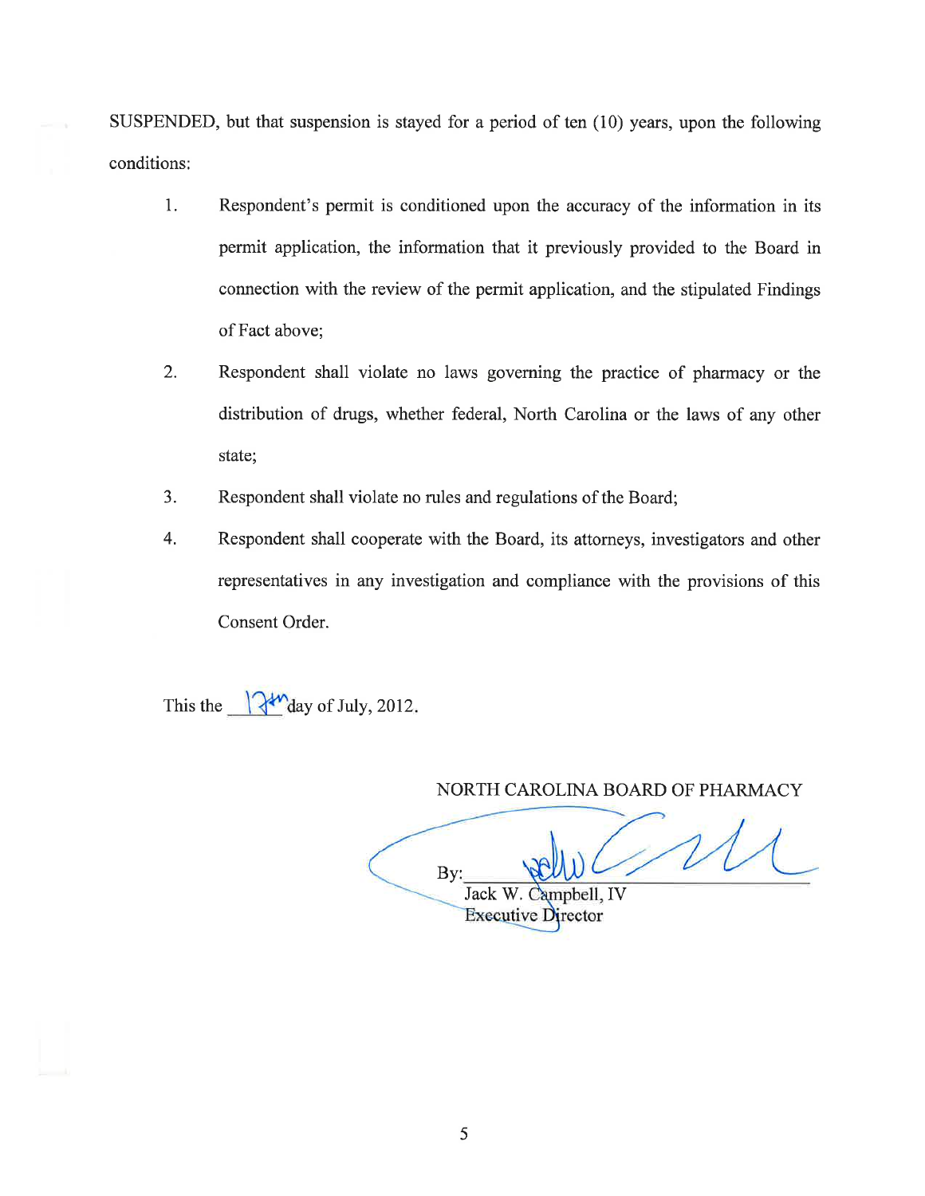SUSPENDED, but that suspension is stayed for a period of ten (10) years, upon the following conditions:

1. Respondent's permit is conditioned upon the accuracy of the information in its permit application, the information that it previously provided to the Board in connection with the review of the permit application, and the stipulated Findings of Fact above;

2. Respondent shall violate no laws governing the practice of pharmacy or the distribution of drugs, whether federal, North Carolina or the laws of any other state;

3. Respondent shall violate no rules and regulations of the Board;

4. Respondent shall cooperate with the Board, its attorneys, investigators and other representatives in any investigation and compliance with the provisions of this Consent Order.

This the 17th day of July, 2012.

NORTH CAROLINA BOARD OF PHARMACY

By: ______________________________

Jack W. Campbell, IV
Executive Director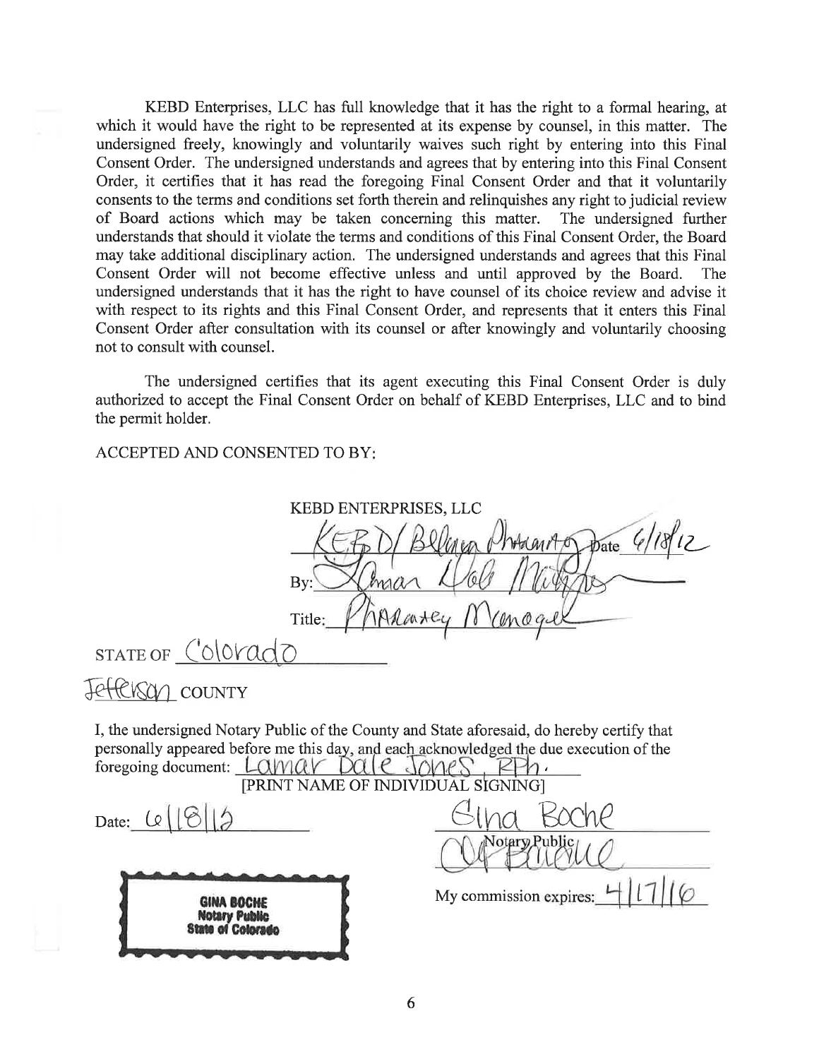KEBD Enterprises, LLC has full knowledge that it has the right to a formal hearing, at which it would have the right to be represented at its expense by counsel, in this matter. The undersigned freely, knowingly and voluntarily waives such right by entering into this Final Consent Order. The undersigned understands and agrees that by entering into this Final Consent Order, it certifies that it has read the foregoing Final Consent Order and that it voluntarily consents to the terms and conditions set forth therein and relinquishes any right to judicial review of Board actions which may be taken concerning this matter. The undersigned further understands that should it violate the terms and conditions of this Final Consent Order, the Board may take additional disciplinary action. The undersigned understands and agrees that this Final Consent Order will not become effective unless and until approved by the Board. The undersigned understands that it has the right to have counsel of its choice review and advise it with respect to its rights and this Final Consent Order, and represents that it enters this Final Consent Order after consultation with its counsel or after knowingly and voluntarily choosing not to consult with counsel.

The undersigned certifies that its agent executing this Final Consent Order is duly authorized to accept the Final Consent Order on behalf of KEBD Enterprises, LLC and to bind the permit holder.

ACCEPTED AND CONSENTED TO BY:

KEBD ENTERPRISES, LLC

KEBD/ Belleview Pharmacy Date 6/18/12

By: Lamar Dale Jones

Title: Pharmacy Manager

STATE OF Colorado

Jefferson COUNTY

I, the undersigned Notary Public of the County and State aforesaid, do hereby certify that personally appeared before me this day, and each acknowledged the due execution of the foregoing document: Lamar Dale Jones, RPh.

[PRINT NAME OF INDIVIDUAL SIGNING]

Date: 6/18/12

Gina Boche

Notary Public

My commission expires: 4/17/16

GINA BOCHE
Notary Public
State of Colorado